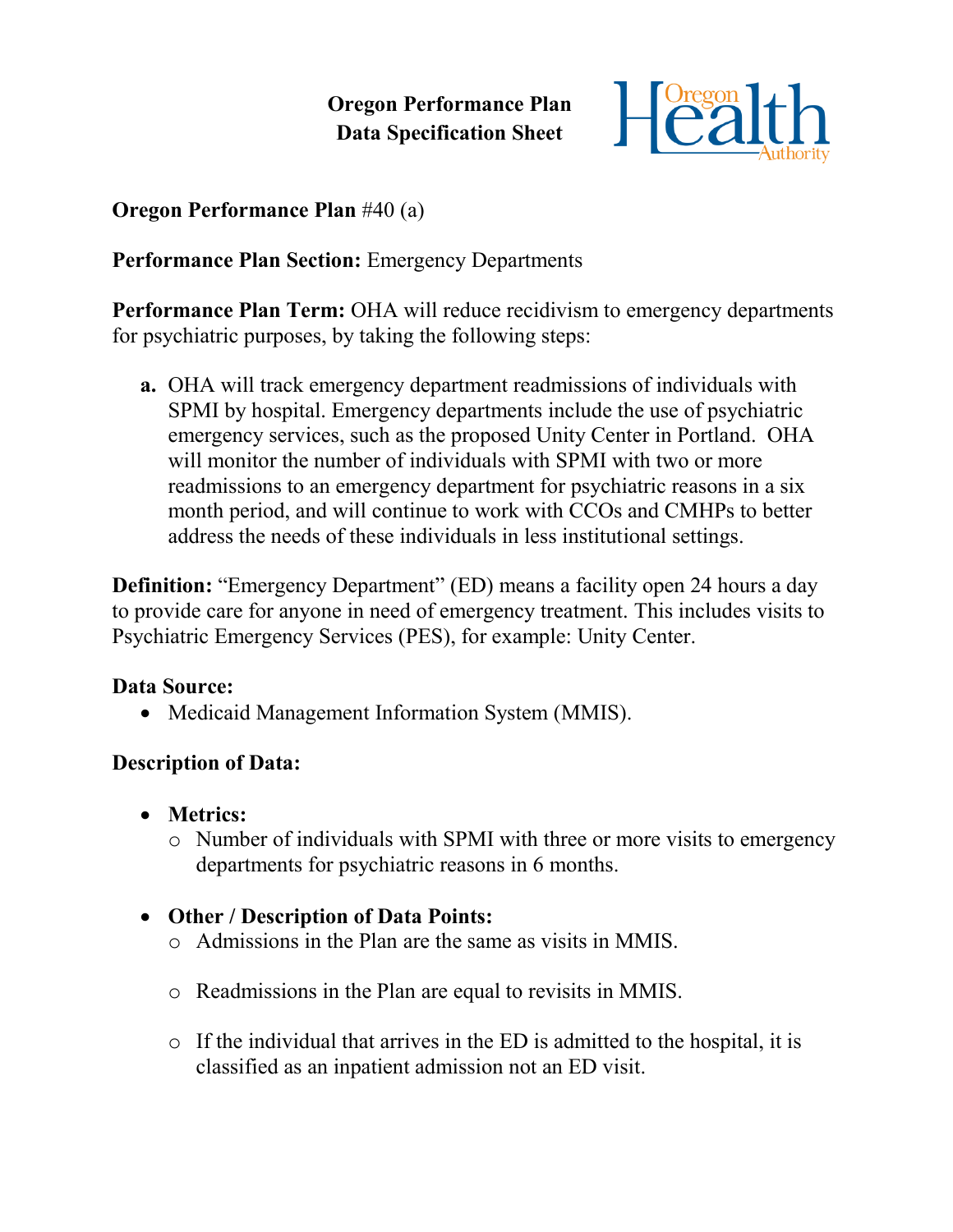**Oregon Performance Plan**
**Data Specification Sheet**

**Oregon Performance Plan** #40 (a)

**Performance Plan Section:** Emergency Departments

**Performance Plan Term:** OHA will reduce recidivism to emergency departments for psychiatric purposes, by taking the following steps:

**a.** OHA will track emergency department readmissions of individuals with SPMI by hospital. Emergency departments include the use of psychiatric emergency services, such as the proposed Unity Center in Portland. OHA will monitor the number of individuals with SPMI with two or more readmissions to an emergency department for psychiatric reasons in a six month period, and will continue to work with CCOs and CMHPs to better address the needs of these individuals in less institutional settings.

**Definition:** "Emergency Department" (ED) means a facility open 24 hours a day to provide care for anyone in need of emergency treatment. This includes visits to Psychiatric Emergency Services (PES), for example: Unity Center.

**Data Source:**

- Medicaid Management Information System (MMIS).

**Description of Data:**

- **Metrics:**
  - Number of individuals with SPMI with three or more visits to emergency departments for psychiatric reasons in 6 months.
- **Other / Description of Data Points:**
  - Admissions in the Plan are the same as visits in MMIS.
  - Readmissions in the Plan are equal to revisits in MMIS.
  - If the individual that arrives in the ED is admitted to the hospital, it is classified as an inpatient admission not an ED visit.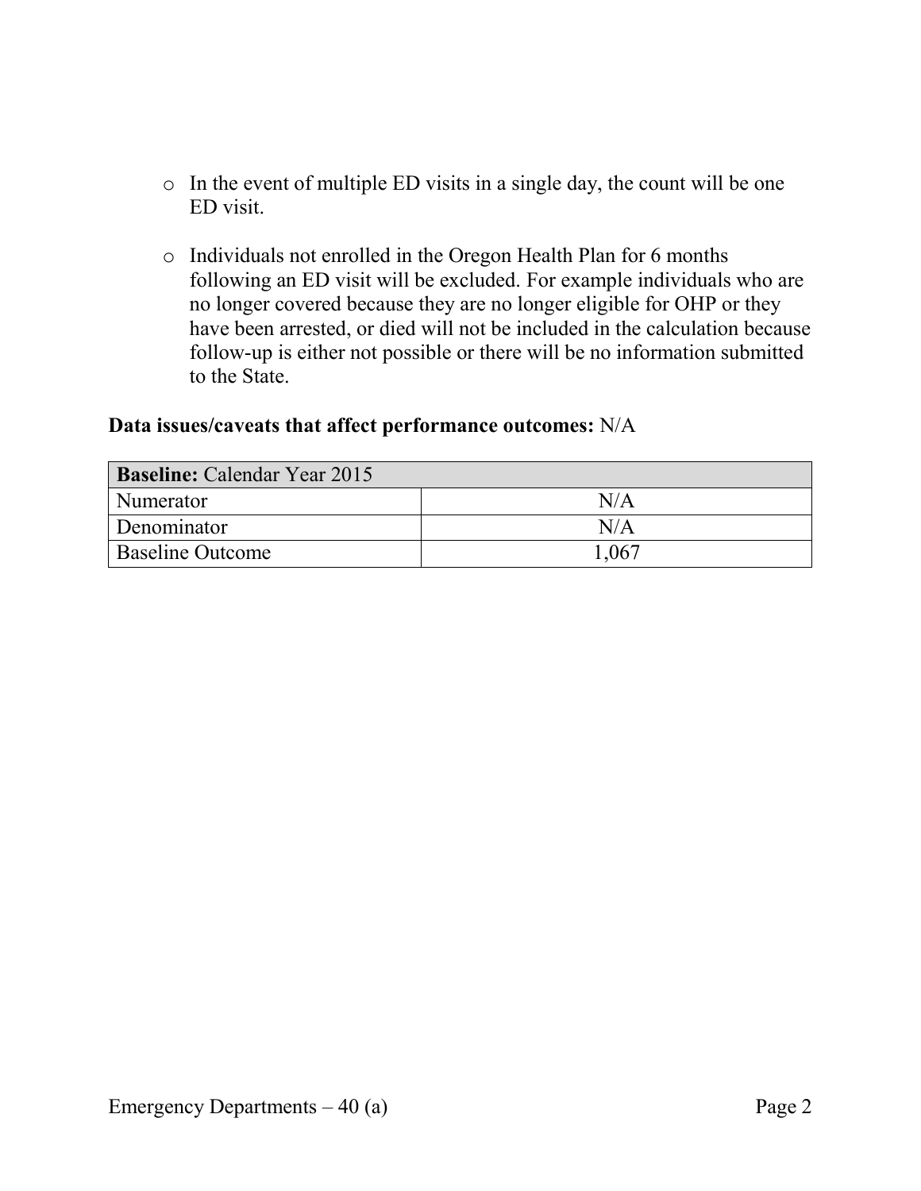- In the event of multiple ED visits in a single day, the count will be one ED visit.

- Individuals not enrolled in the Oregon Health Plan for 6 months following an ED visit will be excluded. For example individuals who are no longer covered because they are no longer eligible for OHP or they have been arrested, or died will not be included in the calculation because follow-up is either not possible or there will be no information submitted to the State.

**Data issues/caveats that affect performance outcomes:** N/A

| **Baseline:** Calendar Year 2015 | |
|---|---|
| Numerator | N/A |
| Denominator | N/A |
| Baseline Outcome | 1,067 |